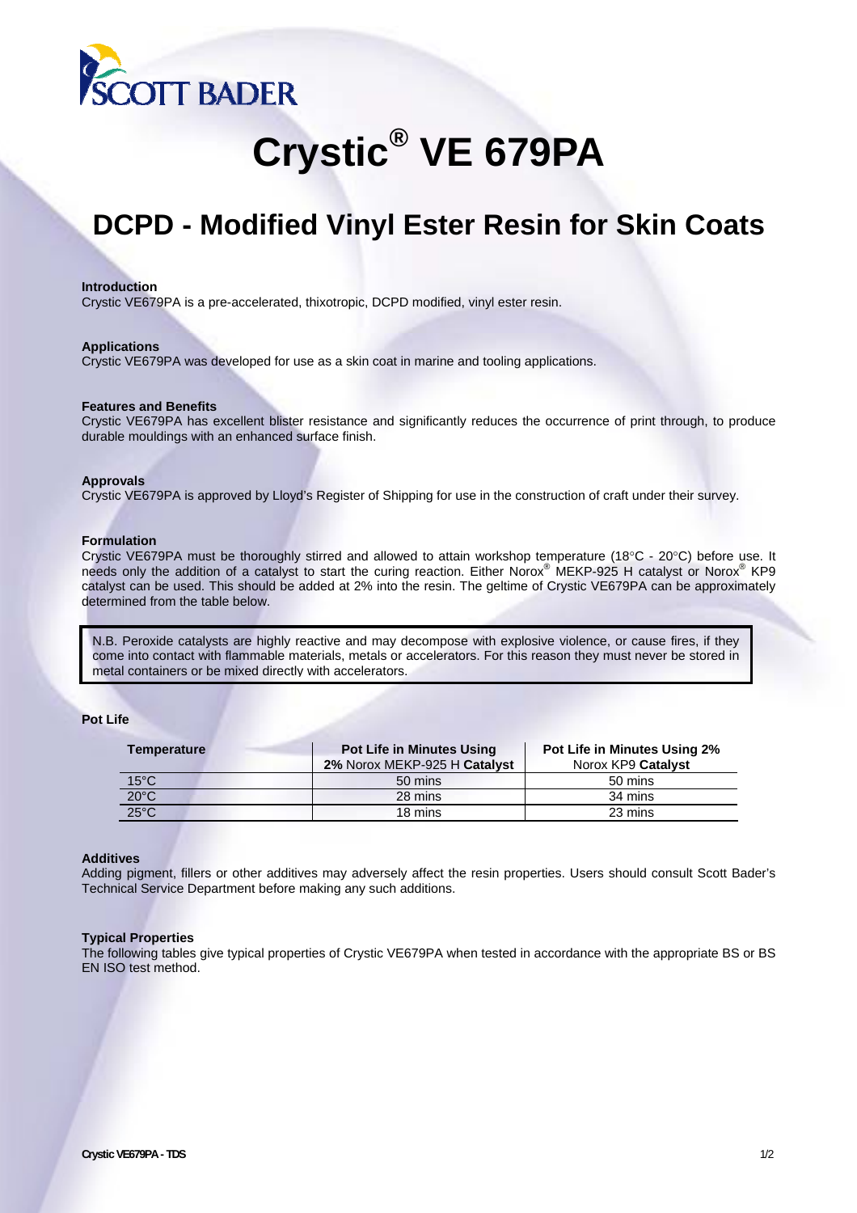SCOTT BADER

# Crystic® VE 679PA

## DCPD - Modified Vinyl Ester Resin for Skin Coats

**Introduction**
Crystic VE679PA is a pre-accelerated, thixotropic, DCPD modified, vinyl ester resin.

**Applications**
Crystic VE679PA was developed for use as a skin coat in marine and tooling applications.

**Features and Benefits**
Crystic VE679PA has excellent blister resistance and significantly reduces the occurrence of print through, to produce durable mouldings with an enhanced surface finish.

**Approvals**
Crystic VE679PA is approved by Lloyd's Register of Shipping for use in the construction of craft under their survey.

**Formulation**
Crystic VE679PA must be thoroughly stirred and allowed to attain workshop temperature (18°C - 20°C) before use. It needs only the addition of a catalyst to start the curing reaction. Either Norox® MEKP-925 H catalyst or Norox® KP9 catalyst can be used. This should be added at 2% into the resin. The geltime of Crystic VE679PA can be approximately determined from the table below.

> N.B. Peroxide catalysts are highly reactive and may decompose with explosive violence, or cause fires, if they come into contact with flammable materials, metals or accelerators. For this reason they must never be stored in metal containers or be mixed directly with accelerators.

**Pot Life**

| Temperature | Pot Life in Minutes Using 2% Norox MEKP-925 H **Catalyst** | Pot Life in Minutes Using 2% Norox KP9 **Catalyst** |
|---|---|---|
| 15°C | 50 mins | 50 mins |
| 20°C | 28 mins | 34 mins |
| 25°C | 18 mins | 23 mins |

**Additives**
Adding pigment, fillers or other additives may adversely affect the resin properties. Users should consult Scott Bader's Technical Service Department before making any such additions.

**Typical Properties**
The following tables give typical properties of Crystic VE679PA when tested in accordance with the appropriate BS or BS EN ISO test method.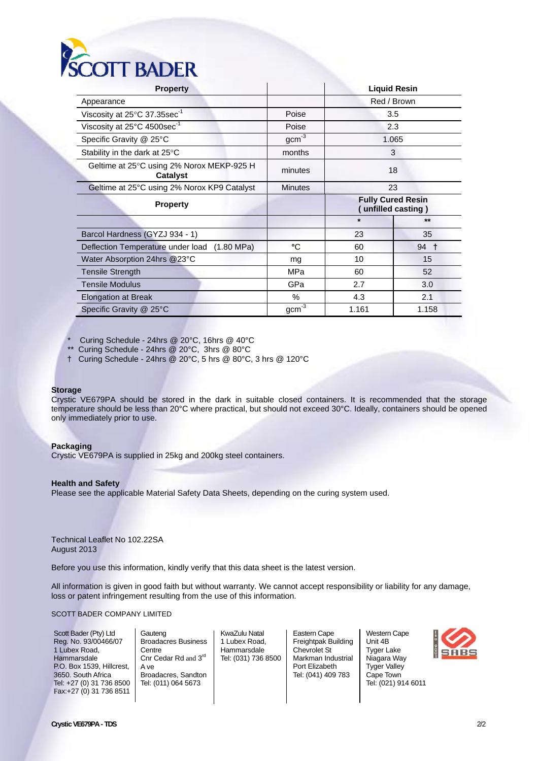| Property | | Liquid Resin | |
|---|---|---|---|
| Appearance | | Red / Brown | |
| Viscosity at 25°C 37.35sec$^{-1}$ | Poise | 3.5 | |
| Viscosity at 25°C 4500sec$^{-1}$ | Poise | 2.3 | |
| Specific Gravity @ 25°C | gcm$^{-3}$ | 1.065 | |
| Stability in the dark at 25°C | months | 3 | |
| Geltime at 25°C using 2% Norox MEKP-925 H **Catalyst** | minutes | 18 | |
| Geltime at 25°C using 2% Norox KP9 Catalyst | Minutes | 23 | |
| **Property** | | **Fully Cured Resin (unfilled casting)** | |
| | | * | ** |
| Barcol Hardness (GYZJ 934 - 1) | | 23 | 35 |
| Deflection Temperature under load (1.80 MPa) | °C | 60 | 94 † |
| Water Absorption 24hrs @23°C | mg | 10 | 15 |
| Tensile Strength | MPa | 60 | 52 |
| Tensile Modulus | GPa | 2.7 | 3.0 |
| Elongation at Break | % | 4.3 | 2.1 |
| Specific Gravity @ 25°C | gcm$^{-3}$ | 1.161 | 1.158 |

* Curing Schedule - 24hrs @ 20°C, 16hrs @ 40°C
** Curing Schedule - 24hrs @ 20°C, 3hrs @ 80°C
† Curing Schedule - 24hrs @ 20°C, 5 hrs @ 80°C, 3 hrs @ 120°C

**Storage**

Crystic VE679PA should be stored in the dark in suitable closed containers. It is recommended that the storage temperature should be less than 20°C where practical, but should not exceed 30°C. Ideally, containers should be opened only immediately prior to use.

**Packaging**

Crystic VE679PA is supplied in 25kg and 200kg steel containers.

**Health and Safety**

Please see the applicable Material Safety Data Sheets, depending on the curing system used.

Technical Leaflet No 102.22SA
August 2013

Before you use this information, kindly verify that this data sheet is the latest version.

All information is given in good faith but without warranty. We cannot accept responsibility or liability for any damage, loss or patent infringement resulting from the use of this information.

SCOTT BADER COMPANY LIMITED

| | | | | |
|---|---|---|---|---|
| Scott Bader (Pty) Ltd<br>Reg. No. 93/00466/07<br>1 Lubex Road,<br>Hammarsdale<br>P.O. Box 1539, Hillcrest,<br>3650. South Africa<br>Tel: +27 (0) 31 736 8500<br>Fax:+27 (0) 31 736 8511 | Gauteng<br>Broadacres Business Centre<br>Cnr Cedar Rd and 3rd Ave<br>Broadacres, Sandton<br>Tel: (011) 064 5673 | KwaZulu Natal<br>1 Lubex Road,<br>Hammarsdale<br>Tel: (031) 736 8500 | Eastern Cape<br>Freightpak Building<br>Chevrolet St<br>Markman Industrial<br>Port Elizabeth<br>Tel: (041) 409 783 | Western Cape<br>Unit 4B<br>Tyger Lake<br>Niagara Way<br>Tyger Valley<br>Cape Town<br>Tel: (021) 914 6011 |